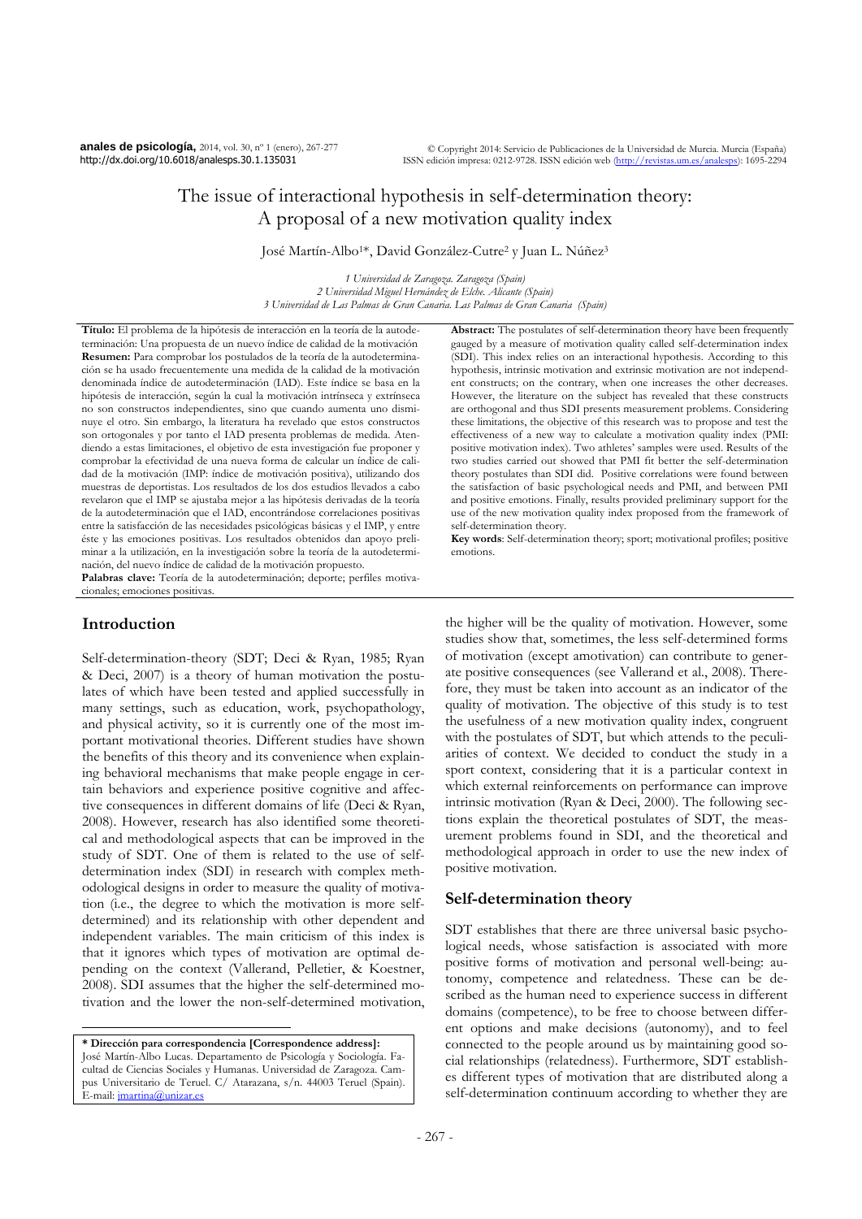# The issue of interactional hypothesis in self-determination theory: A proposal of a new motivation quality index

José Martín-Albo[1]*, David González-Cutre[2] y Juan L. Núñez[3]

*1 Universidad de Zaragoza. Zaragoza (Spain)*
*2 Universidad Miguel Hernández de Elche. Alicante (Spain)*
*3 Universidad de Las Palmas de Gran Canaria. Las Palmas de Gran Canaria (Spain)*

**Título:** El problema de la hipótesis de interacción en la teoría de la autodeterminación: Una propuesta de un nuevo índice de calidad de la motivación
**Resumen:** Para comprobar los postulados de la teoría de la autodeterminación se ha usado frecuentemente una medida de la calidad de la motivación denominada índice de autodeterminación (IAD). Este índice se basa en la hipótesis de interacción, según la cual la motivación intrínseca y extrínseca no son constructos independientes, sino que cuando aumenta uno disminuye el otro. Sin embargo, la literatura ha revelado que estos constructos son ortogonales y por tanto el IAD presenta problemas de medida. Atendiendo a estas limitaciones, el objetivo de esta investigación fue proponer y comprobar la efectividad de una nueva forma de calcular un índice de calidad de la motivación (IMP: índice de motivación positiva), utilizando dos muestras de deportistas. Los resultados de los dos estudios llevados a cabo revelaron que el IMP se ajustaba mejor a las hipótesis derivadas de la teoría de la autodeterminación que el IAD, encontrándose correlaciones positivas entre la satisfacción de las necesidades psicológicas básicas y el IMP, y entre éste y las emociones positivas. Los resultados obtenidos dan apoyo preliminar a la utilización, en la investigación sobre la teoría de la autodeterminación, del nuevo índice de calidad de la motivación propuesto.
**Palabras clave:** Teoría de la autodeterminación; deporte; perfiles motivacionales; emociones positivas.

**Abstract:** The postulates of self-determination theory have been frequently gauged by a measure of motivation quality called self-determination index (SDI). This index relies on an interactional hypothesis. According to this hypothesis, intrinsic motivation and extrinsic motivation are not independent constructs; on the contrary, when one increases the other decreases. However, the literature on the subject has revealed that these constructs are orthogonal and thus SDI presents measurement problems. Considering these limitations, the objective of this research was to propose and test the effectiveness of a new way to calculate a motivation quality index (PMI: positive motivation index). Two athletes' samples were used. Results of the two studies carried out showed that PMI fit better the self-determination theory postulates than SDI did. Positive correlations were found between the satisfaction of basic psychological needs and PMI, and between PMI and positive emotions. Finally, results provided preliminary support for the use of the new motivation quality index proposed from the framework of self-determination theory.
**Key words**: Self-determination theory; sport; motivational profiles; positive emotions.

## Introduction

Self-determination-theory (SDT; Deci & Ryan, 1985; Ryan & Deci, 2007) is a theory of human motivation the postulates of which have been tested and applied successfully in many settings, such as education, work, psychopathology, and physical activity, so it is currently one of the most important motivational theories. Different studies have shown the benefits of this theory and its convenience when explaining behavioral mechanisms that make people engage in certain behaviors and experience positive cognitive and affective consequences in different domains of life (Deci & Ryan, 2008). However, research has also identified some theoretical and methodological aspects that can be improved in the study of SDT. One of them is related to the use of self-determination index (SDI) in research with complex methodological designs in order to measure the quality of motivation (i.e., the degree to which the motivation is more self-determined) and its relationship with other dependent and independent variables. The main criticism of this index is that it ignores which types of motivation are optimal depending on the context (Vallerand, Pelletier, & Koestner, 2008). SDI assumes that the higher the self-determined motivation and the lower the non-self-determined motivation, the higher will be the quality of motivation. However, some studies show that, sometimes, the less self-determined forms of motivation (except amotivation) can contribute to generate positive consequences (see Vallerand et al., 2008). Therefore, they must be taken into account as an indicator of the quality of motivation. The objective of this study is to test the usefulness of a new motivation quality index, congruent with the postulates of SDT, but which attends to the peculiarities of context. We decided to conduct the study in a sport context, considering that it is a particular context in which external reinforcements on performance can improve intrinsic motivation (Ryan & Deci, 2000). The following sections explain the theoretical postulates of SDT, the measurement problems found in SDI, and the theoretical and methodological approach in order to use the new index of positive motivation.

## Self-determination theory

SDT establishes that there are three universal basic psychological needs, whose satisfaction is associated with more positive forms of motivation and personal well-being: autonomy, competence and relatedness. These can be described as the human need to experience success in different domains (competence), to be free to choose between different options and make decisions (autonomy), and to feel connected to the people around us by maintaining good social relationships (relatedness). Furthermore, SDT establishes different types of motivation that are distributed along a self-determination continuum according to whether they are

---

**\* Dirección para correspondencia [Correspondence address]:**
José Martín-Albo Lucas. Departamento de Psicología y Sociología. Facultad de Ciencias Sociales y Humanas. Universidad de Zaragoza. Campus Universitario de Teruel. C/ Atarazana, s/n. 44003 Teruel (Spain). E-mail: jmartina@unizar.es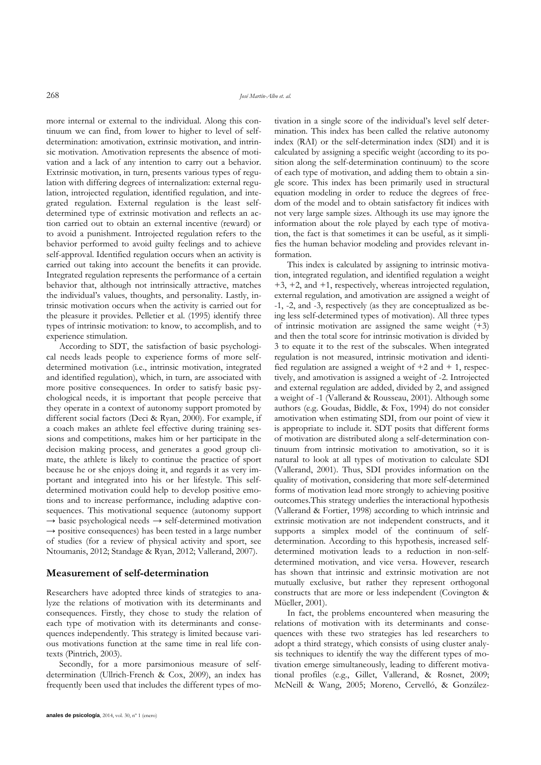more internal or external to the individual. Along this continuum we can find, from lower to higher to level of self-determination: amotivation, extrinsic motivation, and intrinsic motivation. Amotivation represents the absence of motivation and a lack of any intention to carry out a behavior. Extrinsic motivation, in turn, presents various types of regulation with differing degrees of internalization: external regulation, introjected regulation, identified regulation, and integrated regulation. External regulation is the least self-determined type of extrinsic motivation and reflects an action carried out to obtain an external incentive (reward) or to avoid a punishment. Introjected regulation refers to the behavior performed to avoid guilty feelings and to achieve self-approval. Identified regulation occurs when an activity is carried out taking into account the benefits it can provide. Integrated regulation represents the performance of a certain behavior that, although not intrinsically attractive, matches the individual's values, thoughts, and personality. Lastly, intrinsic motivation occurs when the activity is carried out for the pleasure it provides. Pelletier et al. (1995) identify three types of intrinsic motivation: to know, to accomplish, and to experience stimulation.

According to SDT, the satisfaction of basic psychological needs leads people to experience forms of more self-determined motivation (i.e., intrinsic motivation, integrated and identified regulation), which, in turn, are associated with more positive consequences. In order to satisfy basic psychological needs, it is important that people perceive that they operate in a context of autonomy support promoted by different social factors (Deci & Ryan, 2000). For example, if a coach makes an athlete feel effective during training sessions and competitions, makes him or her participate in the decision making process, and generates a good group climate, the athlete is likely to continue the practice of sport because he or she enjoys doing it, and regards it as very important and integrated into his or her lifestyle. This self-determined motivation could help to develop positive emotions and to increase performance, including adaptive consequences. This motivational sequence (autonomy support → basic psychological needs → self-determined motivation → positive consequences) has been tested in a large number of studies (for a review of physical activity and sport, see Ntoumanis, 2012; Standage & Ryan, 2012; Vallerand, 2007).

## Measurement of self-determination

Researchers have adopted three kinds of strategies to analyze the relations of motivation with its determinants and consequences. Firstly, they chose to study the relation of each type of motivation with its determinants and consequences independently. This strategy is limited because various motivations function at the same time in real life contexts (Pintrich, 2003).

Secondly, for a more parsimonious measure of self-determination (Ullrich-French & Cox, 2009), an index has frequently been used that includes the different types of motivation in a single score of the individual's level self determination. This index has been called the relative autonomy index (RAI) or the self-determination index (SDI) and it is calculated by assigning a specific weight (according to its position along the self-determination continuum) to the score of each type of motivation, and adding them to obtain a single score. This index has been primarily used in structural equation modeling in order to reduce the degrees of freedom of the model and to obtain satisfactory fit indices with not very large sample sizes. Although its use may ignore the information about the role played by each type of motivation, the fact is that sometimes it can be useful, as it simplifies the human behavior modeling and provides relevant information.

This index is calculated by assigning to intrinsic motivation, integrated regulation, and identified regulation a weight +3, +2, and +1, respectively, whereas introjected regulation, external regulation, and amotivation are assigned a weight of -1, -2, and -3, respectively (as they are conceptualized as being less self-determined types of motivation). All three types of intrinsic motivation are assigned the same weight (+3) and then the total score for intrinsic motivation is divided by 3 to equate it to the rest of the subscales. When integrated regulation is not measured, intrinsic motivation and identified regulation are assigned a weight of +2 and + 1, respectively, and amotivation is assigned a weight of -2. Introjected and external regulation are added, divided by 2, and assigned a weight of -1 (Vallerand & Rousseau, 2001). Although some authors (e.g. Goudas, Biddle, & Fox, 1994) do not consider amotivation when estimating SDI, from our point of view it is appropriate to include it. SDT posits that different forms of motivation are distributed along a self-determination continuum from intrinsic motivation to amotivation, so it is natural to look at all types of motivation to calculate SDI (Vallerand, 2001). Thus, SDI provides information on the quality of motivation, considering that more self-determined forms of motivation lead more strongly to achieving positive outcomes.This strategy underlies the interactional hypothesis (Vallerand & Fortier, 1998) according to which intrinsic and extrinsic motivation are not independent constructs, and it supports a simplex model of the continuum of self-determination. According to this hypothesis, increased self-determined motivation leads to a reduction in non-self-determined motivation, and vice versa. However, research has shown that intrinsic and extrinsic motivation are not mutually exclusive, but rather they represent orthogonal constructs that are more or less independent (Covington & Müeller, 2001).

In fact, the problems encountered when measuring the relations of motivation with its determinants and consequences with these two strategies has led researchers to adopt a third strategy, which consists of using cluster analysis techniques to identify the way the different types of motivation emerge simultaneously, leading to different motivational profiles (e.g., Gillet, Vallerand, & Rosnet, 2009; McNeill & Wang, 2005; Moreno, Cervelló, & González-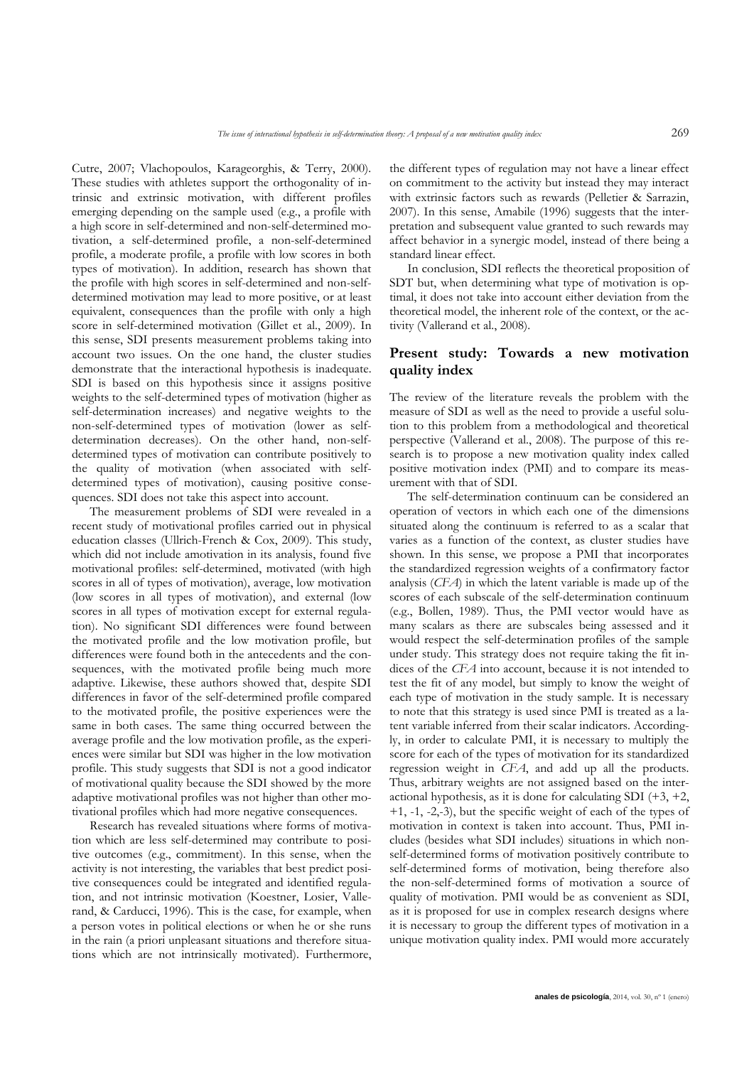Cutre, 2007; Vlachopoulos, Karageorghis, & Terry, 2000). These studies with athletes support the orthogonality of intrinsic and extrinsic motivation, with different profiles emerging depending on the sample used (e.g., a profile with a high score in self-determined and non-self-determined motivation, a self-determined profile, a non-self-determined profile, a moderate profile, a profile with low scores in both types of motivation). In addition, research has shown that the profile with high scores in self-determined and non-self-determined motivation may lead to more positive, or at least equivalent, consequences than the profile with only a high score in self-determined motivation (Gillet et al., 2009). In this sense, SDI presents measurement problems taking into account two issues. On the one hand, the cluster studies demonstrate that the interactional hypothesis is inadequate. SDI is based on this hypothesis since it assigns positive weights to the self-determined types of motivation (higher as self-determination increases) and negative weights to the non-self-determined types of motivation (lower as self-determination decreases). On the other hand, non-self-determined types of motivation can contribute positively to the quality of motivation (when associated with self-determined types of motivation), causing positive consequences. SDI does not take this aspect into account.

The measurement problems of SDI were revealed in a recent study of motivational profiles carried out in physical education classes (Ullrich-French & Cox, 2009). This study, which did not include amotivation in its analysis, found five motivational profiles: self-determined, motivated (with high scores in all of types of motivation), average, low motivation (low scores in all types of motivation), and external (low scores in all types of motivation except for external regulation). No significant SDI differences were found between the motivated profile and the low motivation profile, but differences were found both in the antecedents and the consequences, with the motivated profile being much more adaptive. Likewise, these authors showed that, despite SDI differences in favor of the self-determined profile compared to the motivated profile, the positive experiences were the same in both cases. The same thing occurred between the average profile and the low motivation profile, as the experiences were similar but SDI was higher in the low motivation profile. This study suggests that SDI is not a good indicator of motivational quality because the SDI showed by the more adaptive motivational profiles was not higher than other motivational profiles which had more negative consequences.

Research has revealed situations where forms of motivation which are less self-determined may contribute to positive outcomes (e.g., commitment). In this sense, when the activity is not interesting, the variables that best predict positive consequences could be integrated and identified regulation, and not intrinsic motivation (Koestner, Losier, Vallerand, & Carducci, 1996). This is the case, for example, when a person votes in political elections or when he or she runs in the rain (a priori unpleasant situations and therefore situations which are not intrinsically motivated). Furthermore, the different types of regulation may not have a linear effect on commitment to the activity but instead they may interact with extrinsic factors such as rewards (Pelletier & Sarrazin, 2007). In this sense, Amabile (1996) suggests that the interpretation and subsequent value granted to such rewards may affect behavior in a synergic model, instead of there being a standard linear effect.

In conclusion, SDI reflects the theoretical proposition of SDT but, when determining what type of motivation is optimal, it does not take into account either deviation from the theoretical model, the inherent role of the context, or the activity (Vallerand et al., 2008).

## Present study: Towards a new motivation quality index

The review of the literature reveals the problem with the measure of SDI as well as the need to provide a useful solution to this problem from a methodological and theoretical perspective (Vallerand et al., 2008). The purpose of this research is to propose a new motivation quality index called positive motivation index (PMI) and to compare its measurement with that of SDI.

The self-determination continuum can be considered an operation of vectors in which each one of the dimensions situated along the continuum is referred to as a scalar that varies as a function of the context, as cluster studies have shown. In this sense, we propose a PMI that incorporates the standardized regression weights of a confirmatory factor analysis (*CFA*) in which the latent variable is made up of the scores of each subscale of the self-determination continuum (e.g., Bollen, 1989). Thus, the PMI vector would have as many scalars as there are subscales being assessed and it would respect the self-determination profiles of the sample under study. This strategy does not require taking the fit indices of the *CFA* into account, because it is not intended to test the fit of any model, but simply to know the weight of each type of motivation in the study sample. It is necessary to note that this strategy is used since PMI is treated as a latent variable inferred from their scalar indicators. Accordingly, in order to calculate PMI, it is necessary to multiply the score for each of the types of motivation for its standardized regression weight in *CFA*, and add up all the products. Thus, arbitrary weights are not assigned based on the interactional hypothesis, as it is done for calculating SDI (+3, +2, +1, -1, -2,-3), but the specific weight of each of the types of motivation in context is taken into account. Thus, PMI includes (besides what SDI includes) situations in which non-self-determined forms of motivation positively contribute to self-determined forms of motivation, being therefore also the non-self-determined forms of motivation a source of quality of motivation. PMI would be as convenient as SDI, as it is proposed for use in complex research designs where it is necessary to group the different types of motivation in a unique motivation quality index. PMI would more accurately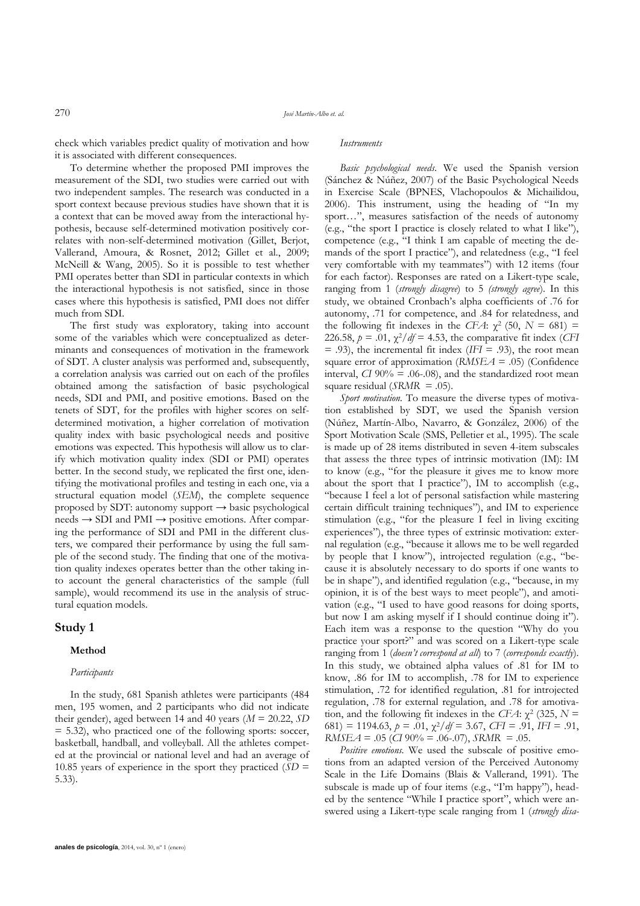check which variables predict quality of motivation and how it is associated with different consequences.

To determine whether the proposed PMI improves the measurement of the SDI, two studies were carried out with two independent samples. The research was conducted in a sport context because previous studies have shown that it is a context that can be moved away from the interactional hypothesis, because self-determined motivation positively correlates with non-self-determined motivation (Gillet, Berjot, Vallerand, Amoura, & Rosnet, 2012; Gillet et al., 2009; McNeill & Wang, 2005). So it is possible to test whether PMI operates better than SDI in particular contexts in which the interactional hypothesis is not satisfied, since in those cases where this hypothesis is satisfied, PMI does not differ much from SDI.

The first study was exploratory, taking into account some of the variables which were conceptualized as determinants and consequences of motivation in the framework of SDT. A cluster analysis was performed and, subsequently, a correlation analysis was carried out on each of the profiles obtained among the satisfaction of basic psychological needs, SDI and PMI, and positive emotions. Based on the tenets of SDT, for the profiles with higher scores on self-determined motivation, a higher correlation of motivation quality index with basic psychological needs and positive emotions was expected. This hypothesis will allow us to clarify which motivation quality index (SDI or PMI) operates better. In the second study, we replicated the first one, identifying the motivational profiles and testing in each one, via a structural equation model (*SEM*), the complete sequence proposed by SDT: autonomy support → basic psychological needs → SDI and PMI → positive emotions. After comparing the performance of SDI and PMI in the different clusters, we compared their performance by using the full sample of the second study. The finding that one of the motivation quality indexes operates better than the other taking into account the general characteristics of the sample (full sample), would recommend its use in the analysis of structural equation models.

## Study 1

### Method

#### *Participants*

In the study, 681 Spanish athletes were participants (484 men, 195 women, and 2 participants who did not indicate their gender), aged between 14 and 40 years ($M$ = 20.22, $SD$ = 5.32), who practiced one of the following sports: soccer, basketball, handball, and volleyball. All the athletes competed at the provincial or national level and had an average of 10.85 years of experience in the sport they practiced ($SD$ = 5.33).

#### *Instruments*

*Basic psychological needs*. We used the Spanish version (Sánchez & Núñez, 2007) of the Basic Psychological Needs in Exercise Scale (BPNES, Vlachopoulos & Michailidou, 2006). This instrument, using the heading of "In my sport…", measures satisfaction of the needs of autonomy (e.g., "the sport I practice is closely related to what I like"), competence (e.g., "I think I am capable of meeting the demands of the sport I practice"), and relatedness (e.g., "I feel very comfortable with my teammates") with 12 items (four for each factor). Responses are rated on a Likert-type scale, ranging from 1 (*strongly disagree*) to 5 *(strongly agree*). In this study, we obtained Cronbach's alpha coefficients of .76 for autonomy, .71 for competence, and .84 for relatedness, and the following fit indexes in the *CFA*: $\chi^2$ (50, $N$ = 681) = 226.58, $p$ = .01, $\chi^2/df$ = 4.53, the comparative fit index (*CFI* = .93), the incremental fit index (*IFI* = .93), the root mean square error of approximation (*RMSEA* = .05) (Confidence interval, *CI* 90% = .06-.08), and the standardized root mean square residual (*SRMR* = .05).

*Sport motivation*. To measure the diverse types of motivation established by SDT, we used the Spanish version (Núñez, Martín-Albo, Navarro, & González, 2006) of the Sport Motivation Scale (SMS, Pelletier et al., 1995). The scale is made up of 28 items distributed in seven 4-item subscales that assess the three types of intrinsic motivation (IM): IM to know (e.g., "for the pleasure it gives me to know more about the sport that I practice"), IM to accomplish (e.g., "because I feel a lot of personal satisfaction while mastering certain difficult training techniques"), and IM to experience stimulation (e.g., "for the pleasure I feel in living exciting experiences"), the three types of extrinsic motivation: external regulation (e.g., "because it allows me to be well regarded by people that I know"), introjected regulation (e.g., "because it is absolutely necessary to do sports if one wants to be in shape"), and identified regulation (e.g., "because, in my opinion, it is of the best ways to meet people"), and amotivation (e.g., "I used to have good reasons for doing sports, but now I am asking myself if I should continue doing it"). Each item was a response to the question "Why do you practice your sport?" and was scored on a Likert-type scale ranging from 1 (*doesn't correspond at all*) to 7 (*corresponds exactly*). In this study, we obtained alpha values of .81 for IM to know, .86 for IM to accomplish, .78 for IM to experience stimulation, .72 for identified regulation, .81 for introjected regulation, .78 for external regulation, and .78 for amotivation, and the following fit indexes in the *CFA*: $\chi^2$ (325, $N$ = 681) = 1194.63, $p$ = .01, $\chi^2/df$ = 3.67, *CFI* = .91, *IFI* = .91, *RMSEA* = .05 (*CI* 90% = .06-.07), *SRMR* = .05.

*Positive emotions*. We used the subscale of positive emotions from an adapted version of the Perceived Autonomy Scale in the Life Domains (Blais & Vallerand, 1991). The subscale is made up of four items (e.g., "I'm happy"), headed by the sentence "While I practice sport", which were answered using a Likert-type scale ranging from 1 (*strongly disa-*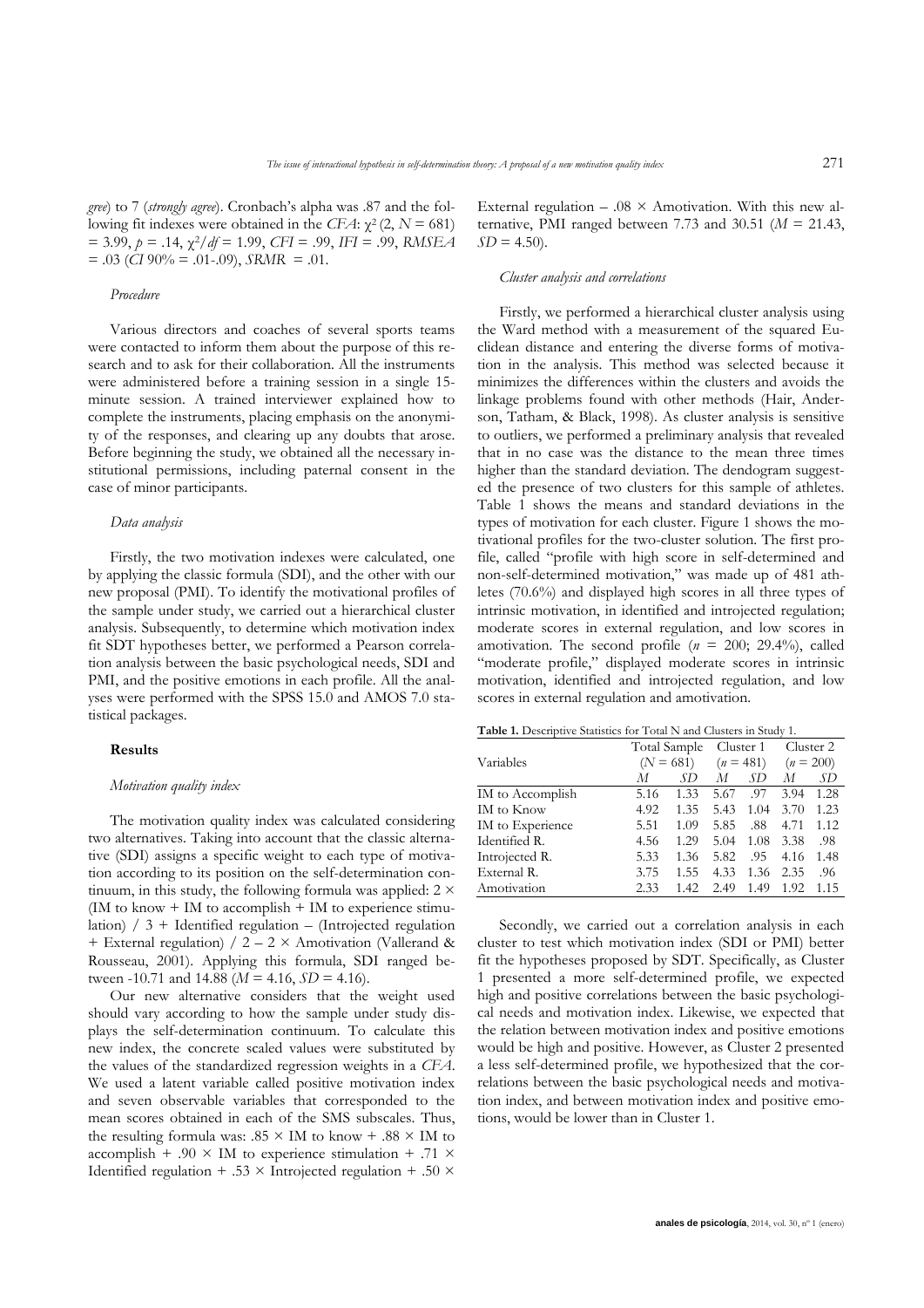*gree*) to 7 (*strongly agree*). Cronbach's alpha was .87 and the following fit indexes were obtained in the *CFA*: $\chi^2$ (2, $N$ = 681) = 3.99, $p$ = .14, $\chi^2/df$ = 1.99, *CFI* = .99, *IFI* = .99, *RMSEA* = .03 (*CI* 90% = .01-.09), *SRMR* = .01.

### *Procedure*

Various directors and coaches of several sports teams were contacted to inform them about the purpose of this research and to ask for their collaboration. All the instruments were administered before a training session in a single 15-minute session. A trained interviewer explained how to complete the instruments, placing emphasis on the anonymity of the responses, and clearing up any doubts that arose. Before beginning the study, we obtained all the necessary institutional permissions, including paternal consent in the case of minor participants.

### *Data analysis*

Firstly, the two motivation indexes were calculated, one by applying the classic formula (SDI), and the other with our new proposal (PMI). To identify the motivational profiles of the sample under study, we carried out a hierarchical cluster analysis. Subsequently, to determine which motivation index fit SDT hypotheses better, we performed a Pearson correlation analysis between the basic psychological needs, SDI and PMI, and the positive emotions in each profile. All the analyses were performed with the SPSS 15.0 and AMOS 7.0 statistical packages.

## **Results**

### *Motivation quality index*

The motivation quality index was calculated considering two alternatives. Taking into account that the classic alternative (SDI) assigns a specific weight to each type of motivation according to its position on the self-determination continuum, in this study, the following formula was applied: 2 × (IM to know + IM to accomplish + IM to experience stimulation) / 3 + Identified regulation – (Introjected regulation + External regulation) / 2 – 2 × Amotivation (Vallerand & Rousseau, 2001). Applying this formula, SDI ranged between -10.71 and 14.88 ($M$ = 4.16, $SD$ = 4.16).

Our new alternative considers that the weight used should vary according to how the sample under study displays the self-determination continuum. To calculate this new index, the concrete scaled values were substituted by the values of the standardized regression weights in a *CFA*. We used a latent variable called positive motivation index and seven observable variables that corresponded to the mean scores obtained in each of the SMS subscales. Thus, the resulting formula was: .85 × IM to know + .88 × IM to accomplish + .90 × IM to experience stimulation + .71 × Identified regulation + .53 × Introjected regulation + .50 × External regulation – .08 × Amotivation. With this new alternative, PMI ranged between 7.73 and 30.51 ($M$ = 21.43, $SD$ = 4.50).

### *Cluster analysis and correlations*

Firstly, we performed a hierarchical cluster analysis using the Ward method with a measurement of the squared Euclidean distance and entering the diverse forms of motivation in the analysis. This method was selected because it minimizes the differences within the clusters and avoids the linkage problems found with other methods (Hair, Anderson, Tatham, & Black, 1998). As cluster analysis is sensitive to outliers, we performed a preliminary analysis that revealed that in no case was the distance to the mean three times higher than the standard deviation. The dendogram suggested the presence of two clusters for this sample of athletes. Table 1 shows the means and standard deviations in the types of motivation for each cluster. Figure 1 shows the motivational profiles for the two-cluster solution. The first profile, called "profile with high score in self-determined and non-self-determined motivation," was made up of 481 athletes (70.6%) and displayed high scores in all three types of intrinsic motivation, in identified and introjected regulation; moderate scores in external regulation, and low scores in amotivation. The second profile ($n$ = 200; 29.4%), called "moderate profile," displayed moderate scores in intrinsic motivation, identified and introjected regulation, and low scores in external regulation and amotivation.

**Table 1.** Descriptive Statistics for Total N and Clusters in Study 1.

| Variables | Total Sample ($N$ = 681) | | Cluster 1 ($n$ = 481) | | Cluster 2 ($n$ = 200) | |
|---|---|---|---|---|---|---|
| | *M* | *SD* | *M* | *SD* | *M* | *SD* |
| IM to Accomplish | 5.16 | 1.33 | 5.67 | .97 | 3.94 | 1.28 |
| IM to Know | 4.92 | 1.35 | 5.43 | 1.04 | 3.70 | 1.23 |
| IM to Experience | 5.51 | 1.09 | 5.85 | .88 | 4.71 | 1.12 |
| Identified R. | 4.56 | 1.29 | 5.04 | 1.08 | 3.38 | .98 |
| Introjected R. | 5.33 | 1.36 | 5.82 | .95 | 4.16 | 1.48 |
| External R. | 3.75 | 1.55 | 4.33 | 1.36 | 2.35 | .96 |
| Amotivation | 2.33 | 1.42 | 2.49 | 1.49 | 1.92 | 1.15 |

Secondly, we carried out a correlation analysis in each cluster to test which motivation index (SDI or PMI) better fit the hypotheses proposed by SDT. Specifically, as Cluster 1 presented a more self-determined profile, we expected high and positive correlations between the basic psychological needs and motivation index. Likewise, we expected that the relation between motivation index and positive emotions would be high and positive. However, as Cluster 2 presented a less self-determined profile, we hypothesized that the correlations between the basic psychological needs and motivation index, and between motivation index and positive emotions, would be lower than in Cluster 1.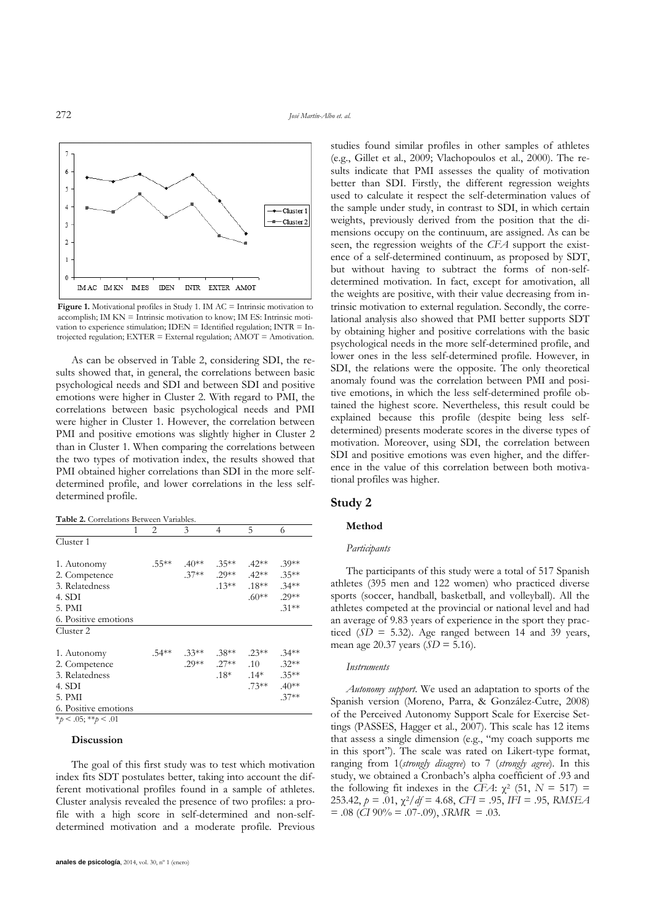7
6
5
4
3
2
1
0

IM AC IM KN IM ES IDEN INTR EXTER AMOT

Cluster 1
Cluster 2

**Figure 1.** Motivational profiles in Study 1. IM AC = Intrinsic motivation to accomplish; IM KN = Intrinsic motivation to know; IM ES: Intrinsic motivation to experience stimulation; IDEN = Identified regulation; INTR = Introjected regulation; EXTER = External regulation; AMOT = Amotivation.

As can be observed in Table 2, considering SDI, the results showed that, in general, the correlations between basic psychological needs and SDI and between SDI and positive emotions were higher in Cluster 2. With regard to PMI, the correlations between basic psychological needs and PMI were higher in Cluster 1. However, the correlation between PMI and positive emotions was slightly higher in Cluster 2 than in Cluster 1. When comparing the correlations between the two types of motivation index, the results showed that PMI obtained higher correlations than SDI in the more self-determined profile, and lower correlations in the less self-determined profile.

**Table 2.** Correlations Between Variables.

| | 1 | 2 | 3 | 4 | 5 | 6 |
|---|---|---|---|---|---|---|
| Cluster 1 | | | | | | |
| 1. Autonomy | | .55** | .40** | .35** | .42** | .39** |
| 2. Competence | | | .37** | .29** | .42** | .35** |
| 3. Relatedness | | | | .13** | .18** | .34** |
| 4. SDI | | | | | .60** | .29** |
| 5. PMI | | | | | | .31** |
| 6. Positive emotions | | | | | | |
| Cluster 2 | | | | | | |
| 1. Autonomy | | .54** | .33** | .38** | .23** | .34** |
| 2. Competence | | | .29** | .27** | .10 | .32** |
| 3. Relatedness | | | | .18* | .14* | .35** |
| 4. SDI | | | | | .73** | .40** |
| 5. PMI | | | | | | .37** |
| 6. Positive emotions | | | | | | |

$*p < .05$; $**p < .01$

### Discussion

The goal of this first study was to test which motivation index fits SDT postulates better, taking into account the different motivational profiles found in a sample of athletes. Cluster analysis revealed the presence of two profiles: a profile with a high score in self-determined and non-self-determined motivation and a moderate profile. Previous studies found similar profiles in other samples of athletes (e.g., Gillet et al., 2009; Vlachopoulos et al., 2000). The results indicate that PMI assesses the quality of motivation better than SDI. Firstly, the different regression weights used to calculate it respect the self-determination values of the sample under study, in contrast to SDI, in which certain weights, previously derived from the position that the dimensions occupy on the continuum, are assigned. As can be seen, the regression weights of the *CFA* support the existence of a self-determined continuum, as proposed by SDT, but without having to subtract the forms of non-self-determined motivation. In fact, except for amotivation, all the weights are positive, with their value decreasing from intrinsic motivation to external regulation. Secondly, the correlational analysis also showed that PMI better supports SDT by obtaining higher and positive correlations with the basic psychological needs in the more self-determined profile, and lower ones in the less self-determined profile. However, in SDI, the relations were the opposite. The only theoretical anomaly found was the correlation between PMI and positive emotions, in which the less self-determined profile obtained the highest score. Nevertheless, this result could be explained because this profile (despite being less self-determined) presents moderate scores in the diverse types of motivation. Moreover, using SDI, the correlation between SDI and positive emotions was even higher, and the difference in the value of this correlation between both motivational profiles was higher.

## Study 2

### Method

#### *Participants*

The participants of this study were a total of 517 Spanish athletes (395 men and 122 women) who practiced diverse sports (soccer, handball, basketball, and volleyball). All the athletes competed at the provincial or national level and had an average of 9.83 years of experience in the sport they practiced ($SD$ = 5.32). Age ranged between 14 and 39 years, mean age 20.37 years ($SD$ = 5.16).

#### *Instruments*

*Autonomy support*. We used an adaptation to sports of the Spanish version (Moreno, Parra, & González-Cutre, 2008) of the Perceived Autonomy Support Scale for Exercise Settings (PASSES, Hagger et al., 2007). This scale has 12 items that assess a single dimension (e.g., "my coach supports me in this sport"). The scale was rated on Likert-type format, ranging from 1(*strongly disagree*) to 7 (*strongly agree*). In this study, we obtained a Cronbach's alpha coefficient of .93 and the following fit indexes in the *CFA*: $\chi^2$ (51, $N$ = 517) = 253.42, $p$ = .01, $\chi^2/df$ = 4.68, $CFI$ = .95, $IFI$ = .95, $RMSEA$ = .08 ($CI$ 90% = .07-.09), $SRMR$ = .03.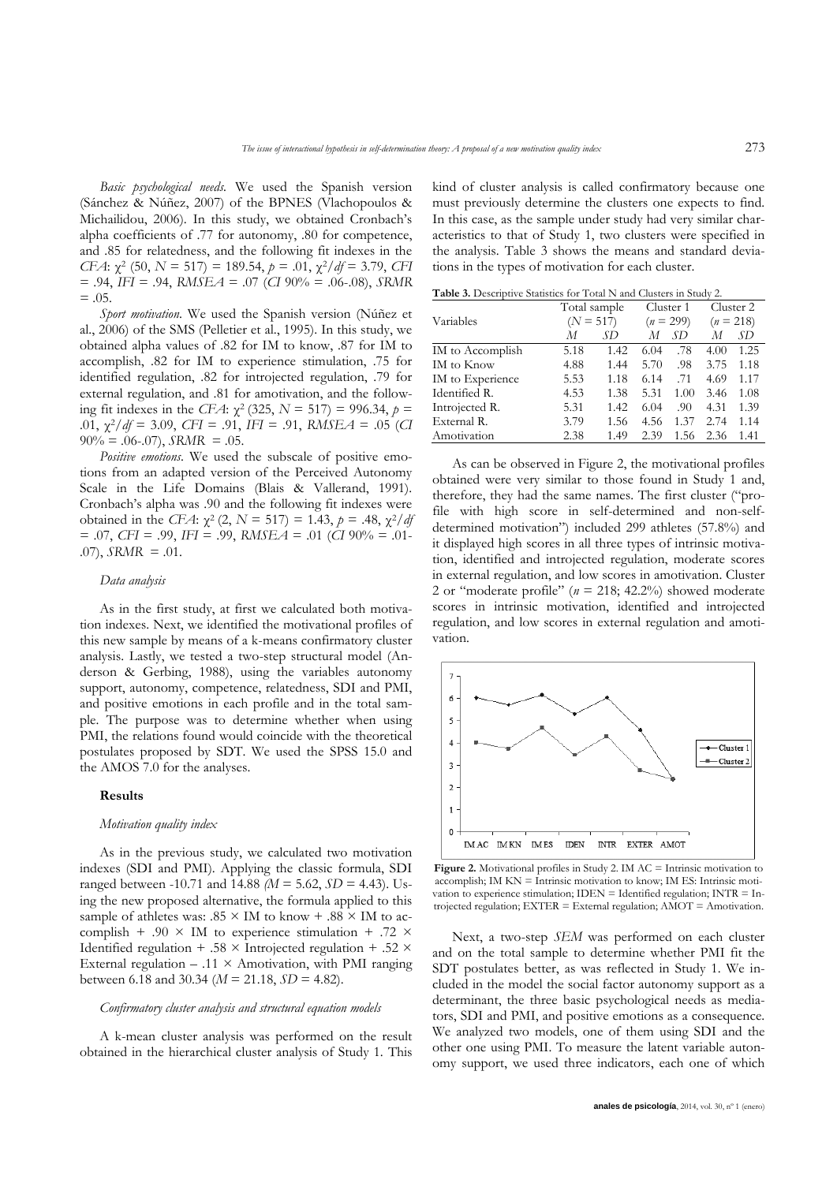*Basic psychological needs.* We used the Spanish version (Sánchez & Núñez, 2007) of the BPNES (Vlachopoulos & Michailidou, 2006). In this study, we obtained Cronbach's alpha coefficients of .77 for autonomy, .80 for competence, and .85 for relatedness, and the following fit indexes in the *CFA*: $\chi^2$ (50, *N* = 517) = 189.54, *p* = .01, $\chi^2/df$ = 3.79, *CFI* = .94, *IFI* = .94, *RMSEA* = .07 (*CI* 90% = .06-.08), *SRMR* = .05.

*Sport motivation.* We used the Spanish version (Núñez et al., 2006) of the SMS (Pelletier et al., 1995). In this study, we obtained alpha values of .82 for IM to know, .87 for IM to accomplish, .82 for IM to experience stimulation, .75 for identified regulation, .82 for introjected regulation, .79 for external regulation, and .81 for amotivation, and the following fit indexes in the *CFA*: $\chi^2$ (325, *N* = 517) = 996.34, *p* = .01, $\chi^2/df$ = 3.09, *CFI* = .91, *IFI* = .91, *RMSEA* = .05 (*CI* 90% = .06-.07), *SRMR* = .05.

*Positive emotions.* We used the subscale of positive emotions from an adapted version of the Perceived Autonomy Scale in the Life Domains (Blais & Vallerand, 1991). Cronbach's alpha was .90 and the following fit indexes were obtained in the *CFA*: $\chi^2$ (2, *N* = 517) = 1.43, *p* = .48, $\chi^2/df$ = .07, *CFI* = .99, *IFI* = .99, *RMSEA* = .01 (*CI* 90% = .01-.07), *SRMR* = .01.

### *Data analysis*

As in the first study, at first we calculated both motivation indexes. Next, we identified the motivational profiles of this new sample by means of a k-means confirmatory cluster analysis. Lastly, we tested a two-step structural model (Anderson & Gerbing, 1988), using the variables autonomy support, autonomy, competence, relatedness, SDI and PMI, and positive emotions in each profile and in the total sample. The purpose was to determine whether when using PMI, the relations found would coincide with the theoretical postulates proposed by SDT. We used the SPSS 15.0 and the AMOS 7.0 for the analyses.

## **Results**

### *Motivation quality index*

As in the previous study, we calculated two motivation indexes (SDI and PMI). Applying the classic formula, SDI ranged between -10.71 and 14.88 (*M* = 5.62, *SD* = 4.43). Using the new proposed alternative, the formula applied to this sample of athletes was: .85 × IM to know + .88 × IM to accomplish + .90 × IM to experience stimulation + .72 × Identified regulation + .58 × Introjected regulation + .52 × External regulation – .11 × Amotivation, with PMI ranging between 6.18 and 30.34 (*M* = 21.18, *SD* = 4.82).

### *Confirmatory cluster analysis and structural equation models*

A k-mean cluster analysis was performed on the result obtained in the hierarchical cluster analysis of Study 1. This kind of cluster analysis is called confirmatory because one must previously determine the clusters one expects to find. In this case, as the sample under study had very similar characteristics to that of Study 1, two clusters were specified in the analysis. Table 3 shows the means and standard deviations in the types of motivation for each cluster.

**Table 3.** Descriptive Statistics for Total N and Clusters in Study 2.

| Variables | Total sample (*N* = 517) | | Cluster 1 (*n* = 299) | | Cluster 2 (*n* = 218) | |
|---|---|---|---|---|---|---|
| | *M* | *SD* | *M* | *SD* | *M* | *SD* |
| IM to Accomplish | 5.18 | 1.42 | 6.04 | .78 | 4.00 | 1.25 |
| IM to Know | 4.88 | 1.44 | 5.70 | .98 | 3.75 | 1.18 |
| IM to Experience | 5.53 | 1.18 | 6.14 | .71 | 4.69 | 1.17 |
| Identified R. | 4.53 | 1.38 | 5.31 | 1.00 | 3.46 | 1.08 |
| Introjected R. | 5.31 | 1.42 | 6.04 | .90 | 4.31 | 1.39 |
| External R. | 3.79 | 1.56 | 4.56 | 1.37 | 2.74 | 1.14 |
| Amotivation | 2.38 | 1.49 | 2.39 | 1.56 | 2.36 | 1.41 |

As can be observed in Figure 2, the motivational profiles obtained were very similar to those found in Study 1 and, therefore, they had the same names. The first cluster ("profile with high score in self-determined and non-self-determined motivation") included 299 athletes (57.8%) and it displayed high scores in all three types of intrinsic motivation, identified and introjected regulation, moderate scores in external regulation, and low scores in amotivation. Cluster 2 or "moderate profile" (*n* = 218; 42.2%) showed moderate scores in intrinsic motivation, identified and introjected regulation, and low scores in external regulation and amotivation.

**Figure 2.** Motivational profiles in Study 2. IM AC = Intrinsic motivation to accomplish; IM KN = Intrinsic motivation to know; IM ES: Intrinsic motivation to experience stimulation; IDEN = Identified regulation; INTR = Introjected regulation; EXTER = External regulation; AMOT = Amotivation.

Next, a two-step *SEM* was performed on each cluster and on the total sample to determine whether PMI fit the SDT postulates better, as was reflected in Study 1. We included in the model the social factor autonomy support as a determinant, the three basic psychological needs as mediators, SDI and PMI, and positive emotions as a consequence. We analyzed two models, one of them using SDI and the other one using PMI. To measure the latent variable autonomy support, we used three indicators, each one of which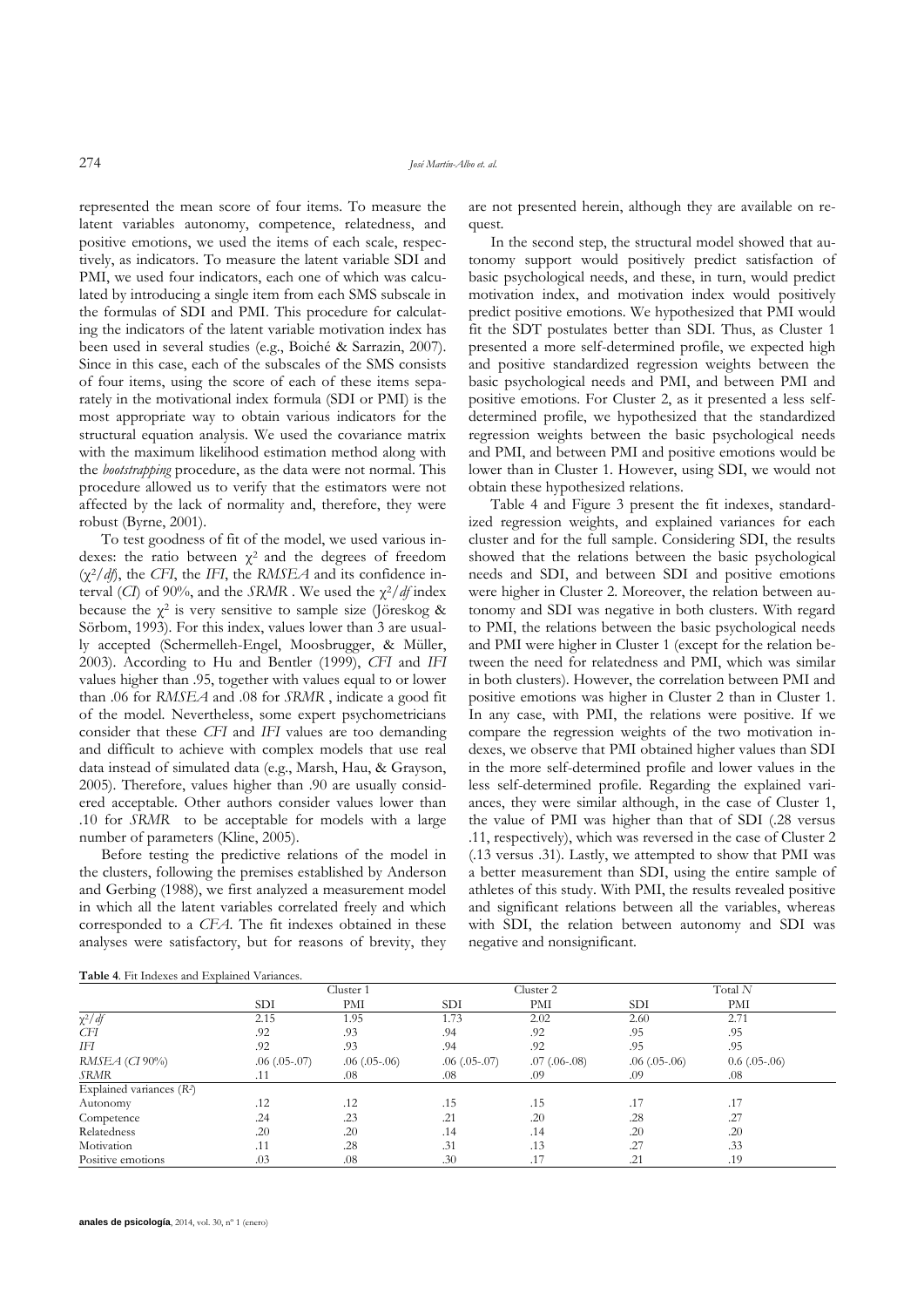represented the mean score of four items. To measure the latent variables autonomy, competence, relatedness, and positive emotions, we used the items of each scale, respectively, as indicators. To measure the latent variable SDI and PMI, we used four indicators, each one of which was calculated by introducing a single item from each SMS subscale in the formulas of SDI and PMI. This procedure for calculating the indicators of the latent variable motivation index has been used in several studies (e.g., Boiché & Sarrazin, 2007). Since in this case, each of the subscales of the SMS consists of four items, using the score of each of these items separately in the motivational index formula (SDI or PMI) is the most appropriate way to obtain various indicators for the structural equation analysis. We used the covariance matrix with the maximum likelihood estimation method along with the *bootstrapping* procedure, as the data were not normal. This procedure allowed us to verify that the estimators were not affected by the lack of normality and, therefore, they were robust (Byrne, 2001).

To test goodness of fit of the model, we used various indexes: the ratio between $\chi^2$ and the degrees of freedom ($\chi^2/df$), the *CFI*, the *IFI*, the *RMSEA* and its confidence interval (*CI*) of 90%, and the *SRMR*. We used the $\chi^2/df$ index because the $\chi^2$ is very sensitive to sample size (Jöreskog & Sörbom, 1993). For this index, values lower than 3 are usually accepted (Schermelleh-Engel, Moosbrugger, & Müller, 2003). According to Hu and Bentler (1999), *CFI* and *IFI* values higher than .95, together with values equal to or lower than .06 for *RMSEA* and .08 for *SRMR*, indicate a good fit of the model. Nevertheless, some expert psychometricians consider that these *CFI* and *IFI* values are too demanding and difficult to achieve with complex models that use real data instead of simulated data (e.g., Marsh, Hau, & Grayson, 2005). Therefore, values higher than .90 are usually considered acceptable. Other authors consider values lower than .10 for *SRMR* to be acceptable for models with a large number of parameters (Kline, 2005).

Before testing the predictive relations of the model in the clusters, following the premises established by Anderson and Gerbing (1988), we first analyzed a measurement model in which all the latent variables correlated freely and which corresponded to a *CFA*. The fit indexes obtained in these analyses were satisfactory, but for reasons of brevity, they are not presented herein, although they are available on request.

In the second step, the structural model showed that autonomy support would positively predict satisfaction of basic psychological needs, and these, in turn, would predict motivation index, and motivation index would positively predict positive emotions. We hypothesized that PMI would fit the SDT postulates better than SDI. Thus, as Cluster 1 presented a more self-determined profile, we expected high and positive standardized regression weights between the basic psychological needs and PMI, and between PMI and positive emotions. For Cluster 2, as it presented a less self-determined profile, we hypothesized that the standardized regression weights between the basic psychological needs and PMI, and between PMI and positive emotions would be lower than in Cluster 1. However, using SDI, we would not obtain these hypothesized relations.

Table 4 and Figure 3 present the fit indexes, standardized regression weights, and explained variances for each cluster and for the full sample. Considering SDI, the results showed that the relations between the basic psychological needs and SDI, and between SDI and positive emotions were higher in Cluster 2. Moreover, the relation between autonomy and SDI was negative in both clusters. With regard to PMI, the relations between the basic psychological needs and PMI were higher in Cluster 1 (except for the relation between the need for relatedness and PMI, which was similar in both clusters). However, the correlation between PMI and positive emotions was higher in Cluster 2 than in Cluster 1. In any case, with PMI, the relations were positive. If we compare the regression weights of the two motivation indexes, we observe that PMI obtained higher values than SDI in the more self-determined profile and lower values in the less self-determined profile. Regarding the explained variances, they were similar although, in the case of Cluster 1, the value of PMI was higher than that of SDI (.28 versus .11, respectively), which was reversed in the case of Cluster 2 (.13 versus .31). Lastly, we attempted to show that PMI was a better measurement than SDI, using the entire sample of athletes of this study. With PMI, the results revealed positive and significant relations between all the variables, whereas with SDI, the relation between autonomy and SDI was negative and nonsignificant.

**Table 4**. Fit Indexes and Explained Variances.

| | Cluster 1 | | Cluster 2 | | Total *N* | |
|---|---|---|---|---|---|---|
| | SDI | PMI | SDI | PMI | SDI | PMI |
| $\chi^2/df$ | 2.15 | 1.95 | 1.73 | 2.02 | 2.60 | 2.71 |
| *CFI* | .92 | .93 | .94 | .92 | .95 | .95 |
| *IFI* | .92 | .93 | .94 | .92 | .95 | .95 |
| *RMSEA* (*CI* 90%) | .06 (.05-.07) | .06 (.05-.06) | .06 (.05-.07) | .07 (.06-.08) | .06 (.05-.06) | 0.6 (.05-.06) |
| *SRMR* | .11 | .08 | .08 | .09 | .09 | .08 |
| Explained variances ($R^2$) | | | | | | |
| Autonomy | .12 | .12 | .15 | .15 | .17 | .17 |
| Competence | .24 | .23 | .21 | .20 | .28 | .27 |
| Relatedness | .20 | .20 | .14 | .14 | .20 | .20 |
| Motivation | .11 | .28 | .31 | .13 | .27 | .33 |
| Positive emotions | .03 | .08 | .30 | .17 | .21 | .19 |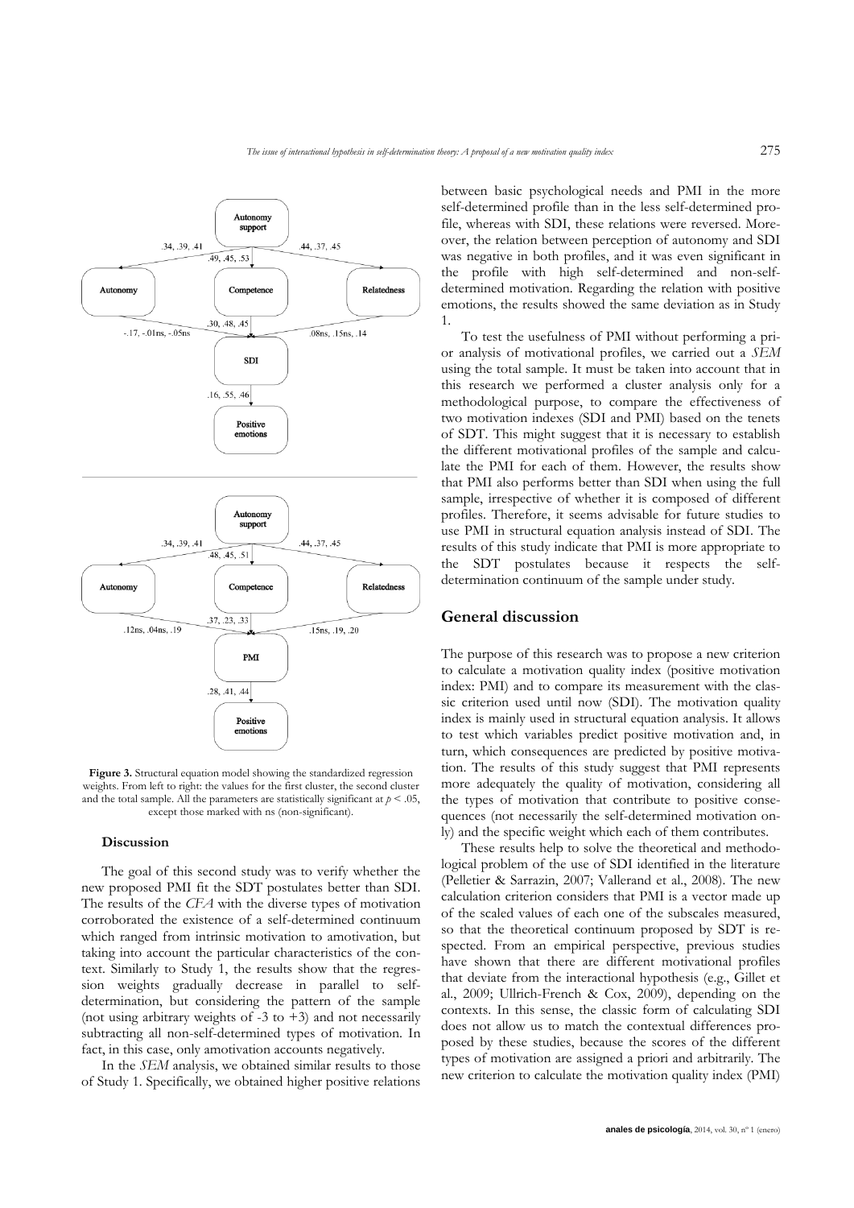Autonomy support

.34, .39, .41

.44, .37, .45

.49, .45, .53

Autonomy

Competence

Relatedness

.30, .48, .45

-.17, -.01ns, -.05ns

.08ns, .15ns, .14

SDI

.16, .55, .46

Positive emotions

Autonomy support

.34, .39, .41

.44, .37, .45

.48, .45, .51

Autonomy

Competence

Relatedness

.37, .23, .33

.12ns, .04ns, .19

.15ns, .19, .20

PMI

.28, .41, .44

Positive emotions

**Figure 3.** Structural equation model showing the standardized regression weights. From left to right: the values for the first cluster, the second cluster and the total sample. All the parameters are statistically significant at $p < .05$, except those marked with ns (non-significant).

### Discussion

The goal of this second study was to verify whether the new proposed PMI fit the SDT postulates better than SDI. The results of the *CFA* with the diverse types of motivation corroborated the existence of a self-determined continuum which ranged from intrinsic motivation to amotivation, but taking into account the particular characteristics of the context. Similarly to Study 1, the results show that the regression weights gradually decrease in parallel to self-determination, but considering the pattern of the sample (not using arbitrary weights of -3 to +3) and not necessarily subtracting all non-self-determined types of motivation. In fact, in this case, only amotivation accounts negatively.

In the *SEM* analysis, we obtained similar results to those of Study 1. Specifically, we obtained higher positive relations between basic psychological needs and PMI in the more self-determined profile than in the less self-determined profile, whereas with SDI, these relations were reversed. Moreover, the relation between perception of autonomy and SDI was negative in both profiles, and it was even significant in the profile with high self-determined and non-self-determined motivation. Regarding the relation with positive emotions, the results showed the same deviation as in Study 1.

To test the usefulness of PMI without performing a prior analysis of motivational profiles, we carried out a *SEM* using the total sample. It must be taken into account that in this research we performed a cluster analysis only for a methodological purpose, to compare the effectiveness of two motivation indexes (SDI and PMI) based on the tenets of SDT. This might suggest that it is necessary to establish the different motivational profiles of the sample and calculate the PMI for each of them. However, the results show that PMI also performs better than SDI when using the full sample, irrespective of whether it is composed of different profiles. Therefore, it seems advisable for future studies to use PMI in structural equation analysis instead of SDI. The results of this study indicate that PMI is more appropriate to the SDT postulates because it respects the self-determination continuum of the sample under study.

## General discussion

The purpose of this research was to propose a new criterion to calculate a motivation quality index (positive motivation index: PMI) and to compare its measurement with the classic criterion used until now (SDI). The motivation quality index is mainly used in structural equation analysis. It allows to test which variables predict positive motivation and, in turn, which consequences are predicted by positive motivation. The results of this study suggest that PMI represents more adequately the quality of motivation, considering all the types of motivation that contribute to positive consequences (not necessarily the self-determined motivation only) and the specific weight which each of them contributes.

These results help to solve the theoretical and methodological problem of the use of SDI identified in the literature (Pelletier & Sarrazin, 2007; Vallerand et al., 2008). The new calculation criterion considers that PMI is a vector made up of the scaled values of each one of the subscales measured, so that the theoretical continuum proposed by SDT is respected. From an empirical perspective, previous studies have shown that there are different motivational profiles that deviate from the interactional hypothesis (e.g., Gillet et al., 2009; Ullrich-French & Cox, 2009), depending on the contexts. In this sense, the classic form of calculating SDI does not allow us to match the contextual differences proposed by these studies, because the scores of the different types of motivation are assigned a priori and arbitrarily. The new criterion to calculate the motivation quality index (PMI)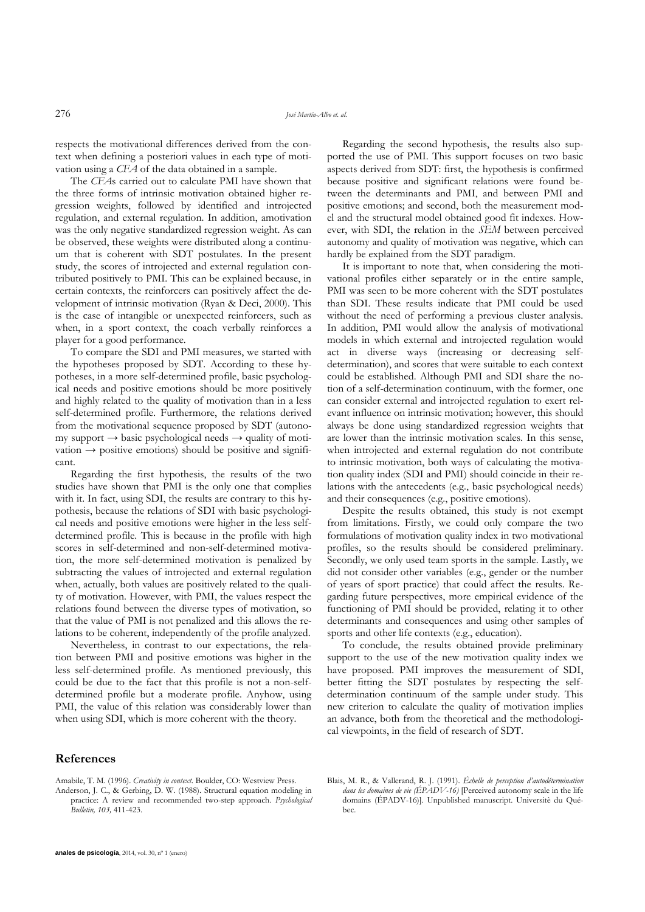respects the motivational differences derived from the context when defining a posteriori values in each type of motivation using a *CFA* of the data obtained in a sample.

The *CFA*s carried out to calculate PMI have shown that the three forms of intrinsic motivation obtained higher regression weights, followed by identified and introjected regulation, and external regulation. In addition, amotivation was the only negative standardized regression weight. As can be observed, these weights were distributed along a continuum that is coherent with SDT postulates. In the present study, the scores of introjected and external regulation contributed positively to PMI. This can be explained because, in certain contexts, the reinforcers can positively affect the development of intrinsic motivation (Ryan & Deci, 2000). This is the case of intangible or unexpected reinforcers, such as when, in a sport context, the coach verbally reinforces a player for a good performance.

To compare the SDI and PMI measures, we started with the hypotheses proposed by SDT. According to these hypotheses, in a more self-determined profile, basic psychological needs and positive emotions should be more positively and highly related to the quality of motivation than in a less self-determined profile. Furthermore, the relations derived from the motivational sequence proposed by SDT (autonomy support → basic psychological needs → quality of motivation → positive emotions) should be positive and significant.

Regarding the first hypothesis, the results of the two studies have shown that PMI is the only one that complies with it. In fact, using SDI, the results are contrary to this hypothesis, because the relations of SDI with basic psychological needs and positive emotions were higher in the less self-determined profile. This is because in the profile with high scores in self-determined and non-self-determined motivation, the more self-determined motivation is penalized by subtracting the values of introjected and external regulation when, actually, both values are positively related to the quality of motivation. However, with PMI, the values respect the relations found between the diverse types of motivation, so that the value of PMI is not penalized and this allows the relations to be coherent, independently of the profile analyzed.

Nevertheless, in contrast to our expectations, the relation between PMI and positive emotions was higher in the less self-determined profile. As mentioned previously, this could be due to the fact that this profile is not a non-self-determined profile but a moderate profile. Anyhow, using PMI, the value of this relation was considerably lower than when using SDI, which is more coherent with the theory.

Regarding the second hypothesis, the results also supported the use of PMI. This support focuses on two basic aspects derived from SDT: first, the hypothesis is confirmed because positive and significant relations were found between the determinants and PMI, and between PMI and positive emotions; and second, both the measurement model and the structural model obtained good fit indexes. However, with SDI, the relation in the *SEM* between perceived autonomy and quality of motivation was negative, which can hardly be explained from the SDT paradigm.

It is important to note that, when considering the motivational profiles either separately or in the entire sample, PMI was seen to be more coherent with the SDT postulates than SDI. These results indicate that PMI could be used without the need of performing a previous cluster analysis. In addition, PMI would allow the analysis of motivational models in which external and introjected regulation would act in diverse ways (increasing or decreasing self-determination), and scores that were suitable to each context could be established. Although PMI and SDI share the notion of a self-determination continuum, with the former, one can consider external and introjected regulation to exert relevant influence on intrinsic motivation; however, this should always be done using standardized regression weights that are lower than the intrinsic motivation scales. In this sense, when introjected and external regulation do not contribute to intrinsic motivation, both ways of calculating the motivation quality index (SDI and PMI) should coincide in their relations with the antecedents (e.g., basic psychological needs) and their consequences (e.g., positive emotions).

Despite the results obtained, this study is not exempt from limitations. Firstly, we could only compare the two formulations of motivation quality index in two motivational profiles, so the results should be considered preliminary. Secondly, we only used team sports in the sample. Lastly, we did not consider other variables (e.g., gender or the number of years of sport practice) that could affect the results. Regarding future perspectives, more empirical evidence of the functioning of PMI should be provided, relating it to other determinants and consequences and using other samples of sports and other life contexts (e.g., education).

To conclude, the results obtained provide preliminary support to the use of the new motivation quality index we have proposed. PMI improves the measurement of SDI, better fitting the SDT postulates by respecting the self-determination continuum of the sample under study. This new criterion to calculate the quality of motivation implies an advance, both from the theoretical and the methodological viewpoints, in the field of research of SDT.

## References

Amabile, T. M. (1996). *Creativity in context*. Boulder, CO: Westview Press.

Anderson, J. C., & Gerbing, D. W. (1988). Structural equation modeling in practice: A review and recommended two-step approach. *Psychological Bulletin, 103,* 411-423.

Blais, M. R., & Vallerand, R. J. (1991). *Échelle de perception d'autodétermination dans les domaines de vie (ÉPADV-16)* [Perceived autonomy scale in the life domains (ÉPADV-16)]. Unpublished manuscript. Universitè du Québec.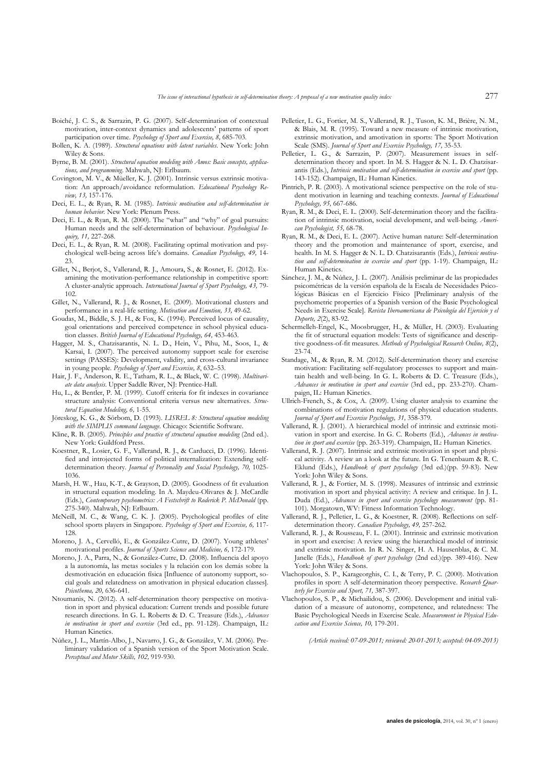Boiché, J. C. S., & Sarrazin, P. G. (2007). Self-determination of contextual motivation, inter-context dynamics and adolescents' patterns of sport participation over time. *Psychology of Sport and Exercise, 8,* 685-703.

Bollen, K. A. (1989). *Structural equations with latent variables*. New York: John Wiley & Sons.

Byrne, B. M. (2001). *Structural equation modeling with Amos: Basic concepts, applications, and programming*. Mahwah, NJ: Erlbaum.

Covington, M. V., & Müeller, K. J. (2001). Intrinsic versus extrinsic motivation: An approach/avoidance reformulation. *Educational Psychology Review, 13,* 157-176.

Deci, E. L., & Ryan, R. M. (1985). *Intrinsic motivation and self-determination in human behavior.* New York: Plenum Press.

Deci, E. L., & Ryan, R. M. (2000). The "what" and "why" of goal pursuits: Human needs and the self-determination of behaviour. *Psychological Inquiry, 11,* 227-268.

Deci, E. L., & Ryan, R. M. (2008). Facilitating optimal motivation and psychological well-being across life's domains. *Canadian Psychology, 49,* 14-23.

Gillet, N., Berjot, S., Vallerand, R. J., Amoura, S., & Rosnet, E. (2012). Examining the motivation-performance relationship in competitive sport: A cluster-analytic approach. *International Journal of Sport Psychology, 43,* 79-102.

Gillet, N., Vallerand, R. J., & Rosnet, E. (2009). Motivational clusters and performance in a real-life setting. *Motivation and Emotion, 33,* 49-62.

Goudas, M., Biddle, S. J. H., & Fox, K. (1994). Perceived locus of causality, goal orientations and perceived competence in school physical education classes. *British Journal of Educational Psychology, 64,* 453-463.

Hagger, M. S., Chatzisarantis, N. L. D., Hein, V., Pihu, M., Soos, I., & Karsai, I. (2007). The perceived autonomy support scale for exercise settings (PASSES): Development, validity, and cross-cultural invariance in young people. *Psychology of Sport and Exercise, 8*, 632–53.

Hair, J. F., Anderson, R. E., Tatham, R. L., & Black, W. C. (1998). *Multivariate data analysis*. Upper Saddle River, NJ: Prentice-Hall.

Hu, L., & Bentler, P. M. (1999). Cutoff criteria for fit indexes in covariance structure analysis: Conventional criteria versus new alternatives. *Structural Equation Modeling, 6,* 1-55.

Jöreskog, K. G., & Sörbom, D. (1993). *LISREL 8: Structural equation modeling with the SIMPLIS command language*. Chicago: Scientific Software.

Kline, R. B. (2005). *Principles and practice of structural equation modeling* (2nd ed.). New York: Guildford Press.

Koestner, R., Losier, G. F., Vallerand, R. J., & Carducci, D. (1996). Identified and introjected forms of political internalization: Extending self-determination theory. *Journal of Personality and Social Psychology, 70,* 1025-1036.

Marsh, H. W., Hau, K-T., & Grayson, D. (2005). Goodness of fit evaluation in structural equation modeling. In A. Maydeu-Olivares & J. McCardle (Eds.), *Contemporary psychometrics: A Festschrift to Roderick P. McDonald* (pp. 275-340). Mahwah, NJ: Erlbaum.

McNeill, M. C., & Wang, C. K. J. (2005). Psychological profiles of elite school sports players in Singapore. *Psychology of Sport and Exercise, 6,* 117-128.

Moreno, J. A., Cervelló, E., & González-Cutre, D. (2007). Young athletes' motivational profiles. *Journal of Sports Science and Medicine, 6,* 172-179.

Moreno, J. A., Parra, N., & González-Cutre, D. (2008). Influencia del apoyo a la autonomía, las metas sociales y la relación con los demás sobre la desmotivación en educación física [Influence of autonomy support, social goals and relatedness on amotivation in physical education classes]. *Psicothema, 20,* 636-641.

Ntoumanis, N. (2012). A self-determination theory perspective on motivation in sport and physical education: Current trends and possible future research directions. In G. L. Roberts & D. C. Treasure (Eds.), *Advances in motivation in sport and exercise* (3rd ed., pp. 91-128). Champaign, IL: Human Kinetics.

Núñez, J. L., Martín-Albo, J., Navarro, J. G., & González, V. M. (2006). Preliminary validation of a Spanish version of the Sport Motivation Scale. *Perceptual and Motor Skills, 102,* 919-930.

Pelletier, L. G., Fortier, M. S., Vallerand, R. J., Tuson, K. M., Brière, N. M., & Blais, M. R. (1995). Toward a new measure of intrinsic motivation, extrinsic motivation, and amotivation in sports: The Sport Motivation Scale (SMS). *Journal of Sport and Exercise Psychology, 17,* 35-53.

Pelletier, L. G., & Sarrazin, P. (2007). Measurement issues in self-determination theory and sport. In M. S. Hagger & N. L. D. Chatzisarantis (Eds.), *Intrinsic motivation and self-determination in exercise and sport* (pp. 143-152). Champaign, IL: Human Kinetics.

Pintrich, P. R. (2003). A motivational science perspective on the role of student motivation in learning and teaching contexts. *Journal of Educational Psychology, 95,* 667-686.

Ryan, R. M., & Deci, E. L. (2000). Self-determination theory and the facilitation of intrinsic motivation, social development, and well-being. *American Psychologist, 55,* 68-78.

Ryan, R. M., & Deci, E. L. (2007). Active human nature: Self-determination theory and the promotion and maintenance of sport, exercise, and health. In M. S. Hagger & N. L. D. Chatzisarantis (Eds.), *Intrinsic motivation and self-determination in exercise and sport* (pp. 1-19). Champaign, IL: Human Kinetics.

Sánchez, J. M., & Núñez, J. L. (2007). Análisis preliminar de las propiedades psicométricas de la versión española de la Escala de Necesidades Psicológicas Básicas en el Ejercicio Físico [Preliminary analysis of the psychometric properties of a Spanish version of the Basic Psychological Needs in Exercise Scale]. *Revista Iberoamericana de Psicología del Ejercicio y el Deporte, 2*(2), 83-92.

Schermelleh-Engel, K., Moosbrugger, H., & Müller, H. (2003). Evaluating the fit of structural equation models: Tests of significance and descriptive goodness-of-fit measures. *Methods of Psychological Research Online, 8*(2), 23-74.

Standage, M., & Ryan, R. M. (2012). Self-determination theory and exercise motivation: Facilitating self-regulatory processes to support and maintain health and well-being. In G. L. Roberts & D. C. Treasure (Eds.), *Advances in motivation in sport and exercise* (3rd ed., pp. 233-270). Champaign, IL: Human Kinetics.

Ullrich-French, S., & Cox, A. (2009). Using cluster analysis to examine the combinations of motivation regulations of physical education students. *Journal of Sport and Exercise Psychology, 31,* 358-379.

Vallerand, R. J. (2001). A hierarchical model of intrinsic and extrinsic motivation in sport and exercise. In G. C. Roberts (Ed.), *Advances in motivation in sport and exercise* (pp. 263-319). Champaign, IL: Human Kinetics.

Vallerand, R. J. (2007). Intrinsic and extrinsic motivation in sport and physical activity. A review an a look at the future. In G. Tenenbaum & R. C. Eklund (Eds.), *Handbook of sport psychology* (3rd ed.)(pp. 59-83). New York: John Wiley & Sons.

Vallerand, R. J., & Fortier, M. S. (1998). Measures of intrinsic and extrinsic motivation in sport and physical activity: A review and critique. In J. L. Duda (Ed.), *Advances in sport and exercise psychology measurement* (pp. 81-101). Morgatown, WV: Fitness Information Technology.

Vallerand, R. J., Pelletier, L. G., & Koestner, R. (2008). Reflections on self-determination theory. *Canadian Psychology, 49,* 257-262.

Vallerand, R. J., & Rousseau, F. L. (2001). Intrinsic and extrinsic motivation in sport and exercise: A review using the hierarchical model of intrinsic and extrinsic motivation. In R. N. Singer, H. A. Hausenblas, & C. M. Janelle (Eds.), *Handbook of sport psychology* (2nd ed.)(pp. 389-416). New York: John Wiley & Sons.

Vlachopoulos, S. P., Karageorghis, C. I., & Terry, P. C. (2000). Motivation profiles in sport: A self-determination theory perspective. *Research Quarterly for Exercise and Sport, 71,* 387-397.

Vlachopoulos, S. P., & Michailidou, S. (2006). Development and initial validation of a measure of autonomy, competence, and relatedness: The Basic Psychological Needs in Exercise Scale. *Measurement in Physical Education and Exercise Science, 10,* 179-201.

*(Article received: 07-09-2011; reviewed: 20-01-2013; accepted: 04-09-2013)*